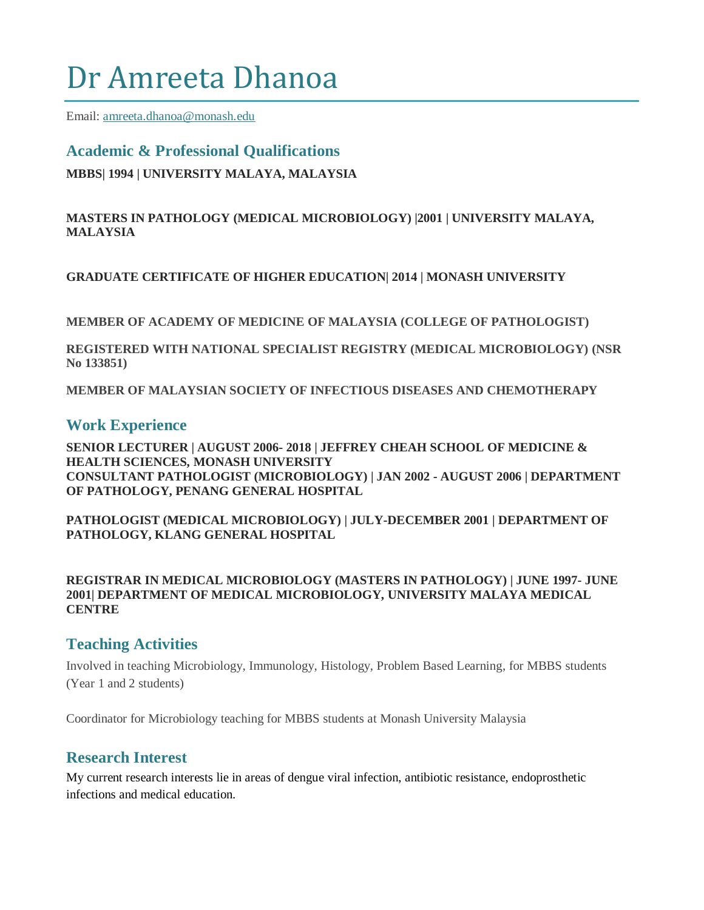# Dr Amreeta Dhanoa

Email: amreeta.dhanoa@monash.edu

## Academic & Professional Qualifications

**MBBS| 1994 | UNIVERSITY MALAYA, MALAYSIA**

**MASTERS IN PATHOLOGY (MEDICAL MICROBIOLOGY) |2001 | UNIVERSITY MALAYA, MALAYSIA**

**GRADUATE CERTIFICATE OF HIGHER EDUCATION| 2014 | MONASH UNIVERSITY**

**MEMBER OF ACADEMY OF MEDICINE OF MALAYSIA (COLLEGE OF PATHOLOGIST)**

**REGISTERED WITH NATIONAL SPECIALIST REGISTRY (MEDICAL MICROBIOLOGY) (NSR No 133851)**

**MEMBER OF MALAYSIAN SOCIETY OF INFECTIOUS DISEASES AND CHEMOTHERAPY**

## Work Experience

**SENIOR LECTURER | AUGUST 2006- 2018 | JEFFREY CHEAH SCHOOL OF MEDICINE & HEALTH SCIENCES, MONASH UNIVERSITY**
**CONSULTANT PATHOLOGIST (MICROBIOLOGY) | JAN 2002 - AUGUST 2006 | DEPARTMENT OF PATHOLOGY, PENANG GENERAL HOSPITAL**

**PATHOLOGIST (MEDICAL MICROBIOLOGY) | JULY-DECEMBER 2001 | DEPARTMENT OF PATHOLOGY, KLANG GENERAL HOSPITAL**

**REGISTRAR IN MEDICAL MICROBIOLOGY (MASTERS IN PATHOLOGY) | JUNE 1997- JUNE 2001| DEPARTMENT OF MEDICAL MICROBIOLOGY, UNIVERSITY MALAYA MEDICAL CENTRE**

## Teaching Activities

Involved in teaching Microbiology, Immunology, Histology, Problem Based Learning, for MBBS students (Year 1 and 2 students)

Coordinator for Microbiology teaching for MBBS students at Monash University Malaysia

## Research Interest

My current research interests lie in areas of dengue viral infection, antibiotic resistance, endoprosthetic infections and medical education.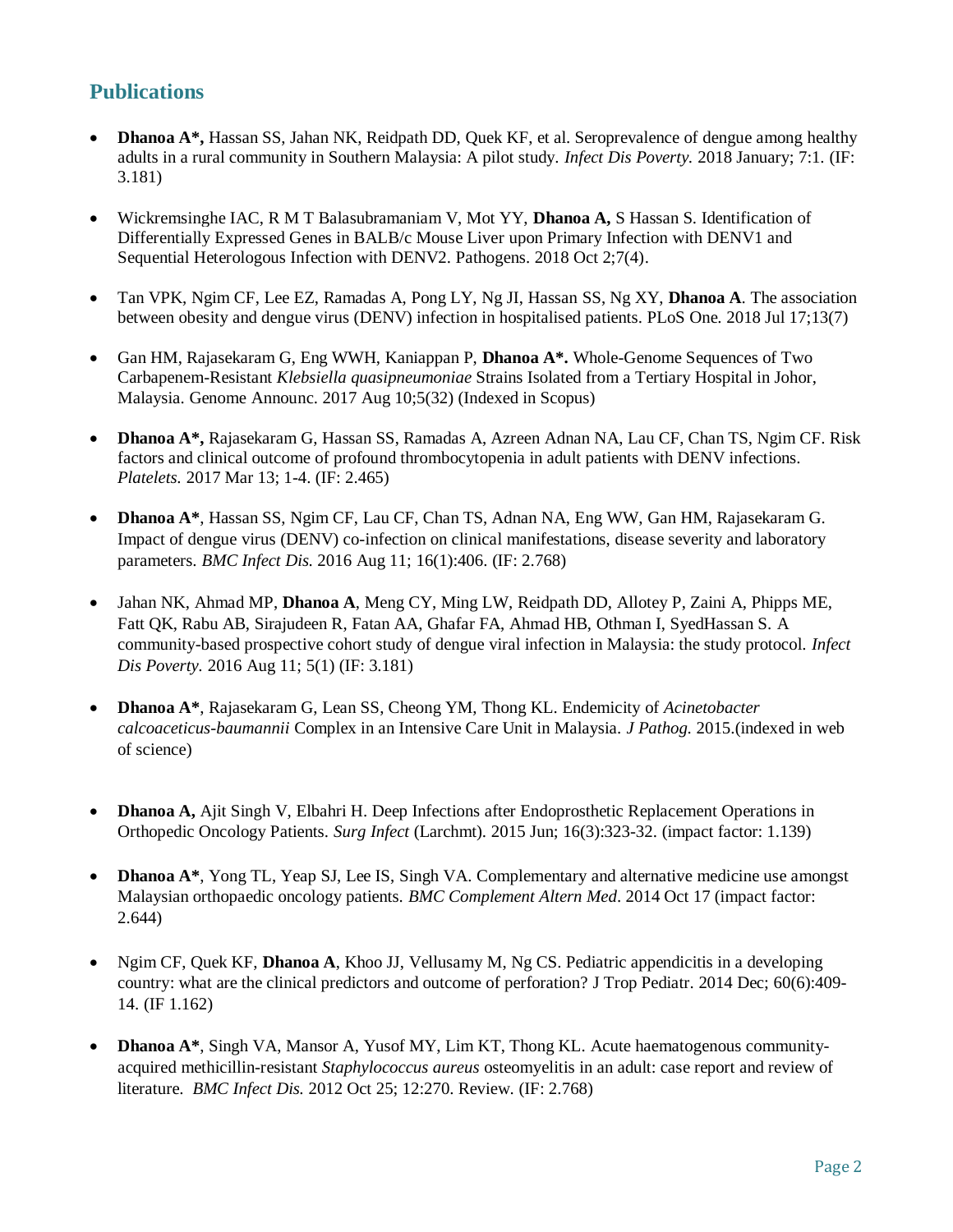## Publications

- **Dhanoa A\*,** Hassan SS, Jahan NK, Reidpath DD, Quek KF, et al. Seroprevalence of dengue among healthy adults in a rural community in Southern Malaysia: A pilot study. *Infect Dis Poverty.* 2018 January; 7:1. (IF: 3.181)

- Wickremsinghe IAC, R M T Balasubramaniam V, Mot YY, **Dhanoa A,** S Hassan S. Identification of Differentially Expressed Genes in BALB/c Mouse Liver upon Primary Infection with DENV1 and Sequential Heterologous Infection with DENV2. Pathogens. 2018 Oct 2;7(4).

- Tan VPK, Ngim CF, Lee EZ, Ramadas A, Pong LY, Ng JI, Hassan SS, Ng XY, **Dhanoa A**. The association between obesity and dengue virus (DENV) infection in hospitalised patients. PLoS One. 2018 Jul 17;13(7)

- Gan HM, Rajasekaram G, Eng WWH, Kaniappan P, **Dhanoa A\*.** Whole-Genome Sequences of Two Carbapenem-Resistant *Klebsiella quasipneumoniae* Strains Isolated from a Tertiary Hospital in Johor, Malaysia. Genome Announc. 2017 Aug 10;5(32) (Indexed in Scopus)

- **Dhanoa A\*,** Rajasekaram G, Hassan SS, Ramadas A, Azreen Adnan NA, Lau CF, Chan TS, Ngim CF. Risk factors and clinical outcome of profound thrombocytopenia in adult patients with DENV infections. *Platelets.* 2017 Mar 13; 1-4. (IF: 2.465)

- **Dhanoa A\***, Hassan SS, Ngim CF, Lau CF, Chan TS, Adnan NA, Eng WW, Gan HM, Rajasekaram G. Impact of dengue virus (DENV) co-infection on clinical manifestations, disease severity and laboratory parameters. *BMC Infect Dis.* 2016 Aug 11; 16(1):406. (IF: 2.768)

- Jahan NK, Ahmad MP, **Dhanoa A**, Meng CY, Ming LW, Reidpath DD, Allotey P, Zaini A, Phipps ME, Fatt QK, Rabu AB, Sirajudeen R, Fatan AA, Ghafar FA, Ahmad HB, Othman I, SyedHassan S. A community-based prospective cohort study of dengue viral infection in Malaysia: the study protocol. *Infect Dis Poverty.* 2016 Aug 11; 5(1) (IF: 3.181)

- **Dhanoa A\***, Rajasekaram G, Lean SS, Cheong YM, Thong KL. Endemicity of *Acinetobacter calcoaceticus-baumannii* Complex in an Intensive Care Unit in Malaysia. *J Pathog.* 2015.(indexed in web of science)

- **Dhanoa A,** Ajit Singh V, Elbahri H. Deep Infections after Endoprosthetic Replacement Operations in Orthopedic Oncology Patients. *Surg Infect* (Larchmt). 2015 Jun; 16(3):323-32. (impact factor: 1.139)

- **Dhanoa A\***, Yong TL, Yeap SJ, Lee IS, Singh VA. Complementary and alternative medicine use amongst Malaysian orthopaedic oncology patients. *BMC Complement Altern Med*. 2014 Oct 17 (impact factor: 2.644)

- Ngim CF, Quek KF, **Dhanoa A**, Khoo JJ, Vellusamy M, Ng CS. Pediatric appendicitis in a developing country: what are the clinical predictors and outcome of perforation? J Trop Pediatr. 2014 Dec; 60(6):409-14. (IF 1.162)

- **Dhanoa A\***, Singh VA, Mansor A, Yusof MY, Lim KT, Thong KL. Acute haematogenous community-acquired methicillin-resistant *Staphylococcus aureus* osteomyelitis in an adult: case report and review of literature. *BMC Infect Dis.* 2012 Oct 25; 12:270. Review. (IF: 2.768)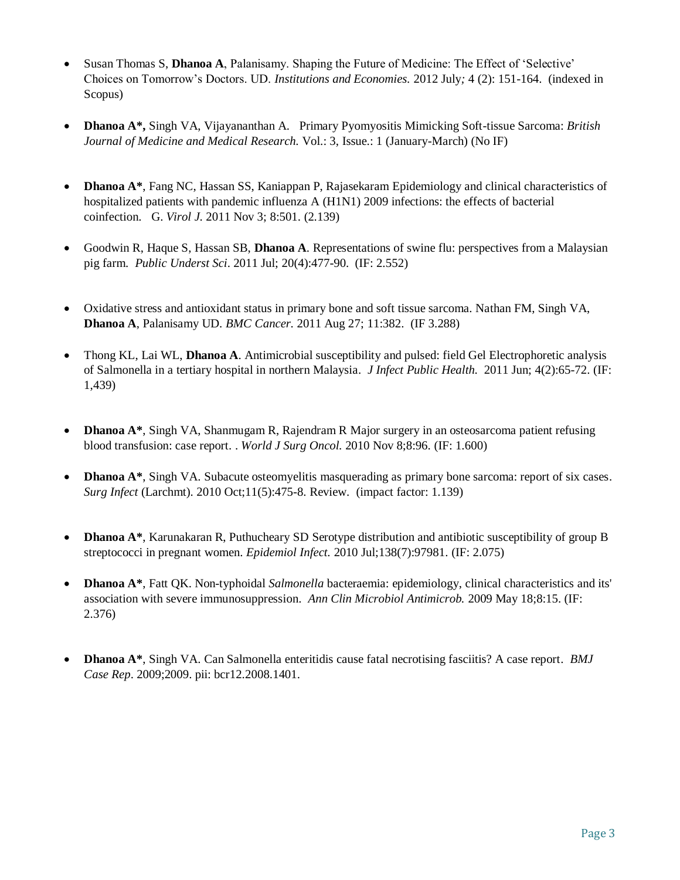- Susan Thomas S, **Dhanoa A**, Palanisamy. Shaping the Future of Medicine: The Effect of 'Selective' Choices on Tomorrow's Doctors. UD. *Institutions and Economies.* 2012 July*;* 4 (2): 151-164. (indexed in Scopus)

- **Dhanoa A\*,** Singh VA, Vijayananthan A. Primary Pyomyositis Mimicking Soft-tissue Sarcoma: *British Journal of Medicine and Medical Research.* Vol.: 3, Issue.: 1 (January-March) (No IF)

- **Dhanoa A\***, Fang NC, Hassan SS, Kaniappan P, Rajasekaram Epidemiology and clinical characteristics of hospitalized patients with pandemic influenza A (H1N1) 2009 infections: the effects of bacterial coinfection. G. *Virol J.* 2011 Nov 3; 8:501. (2.139)

- Goodwin R, Haque S, Hassan SB, **Dhanoa A**. Representations of swine flu: perspectives from a Malaysian pig farm. *Public Underst Sci*. 2011 Jul; 20(4):477-90. (IF: 2.552)

- Oxidative stress and antioxidant status in primary bone and soft tissue sarcoma. Nathan FM, Singh VA, **Dhanoa A**, Palanisamy UD. *BMC Cancer.* 2011 Aug 27; 11:382. (IF 3.288)

- Thong KL, Lai WL, **Dhanoa A**. Antimicrobial susceptibility and pulsed: field Gel Electrophoretic analysis of Salmonella in a tertiary hospital in northern Malaysia. *J Infect Public Health.* 2011 Jun; 4(2):65-72. (IF: 1,439)

- **Dhanoa A\***, Singh VA, Shanmugam R, Rajendram R Major surgery in an osteosarcoma patient refusing blood transfusion: case report. . *World J Surg Oncol.* 2010 Nov 8;8:96. (IF: 1.600)

- **Dhanoa A\***, Singh VA. Subacute osteomyelitis masquerading as primary bone sarcoma: report of six cases. *Surg Infect* (Larchmt). 2010 Oct;11(5):475-8. Review. (impact factor: 1.139)

- **Dhanoa A\***, Karunakaran R, Puthucheary SD Serotype distribution and antibiotic susceptibility of group B streptococci in pregnant women. *Epidemiol Infect.* 2010 Jul;138(7):97981. (IF: 2.075)

- **Dhanoa A\***, Fatt QK. Non-typhoidal *Salmonella* bacteraemia: epidemiology, clinical characteristics and its' association with severe immunosuppression. *Ann Clin Microbiol Antimicrob.* 2009 May 18;8:15. (IF: 2.376)

- **Dhanoa A\***, Singh VA. Can Salmonella enteritidis cause fatal necrotising fasciitis? A case report. *BMJ Case Rep*. 2009;2009. pii: bcr12.2008.1401.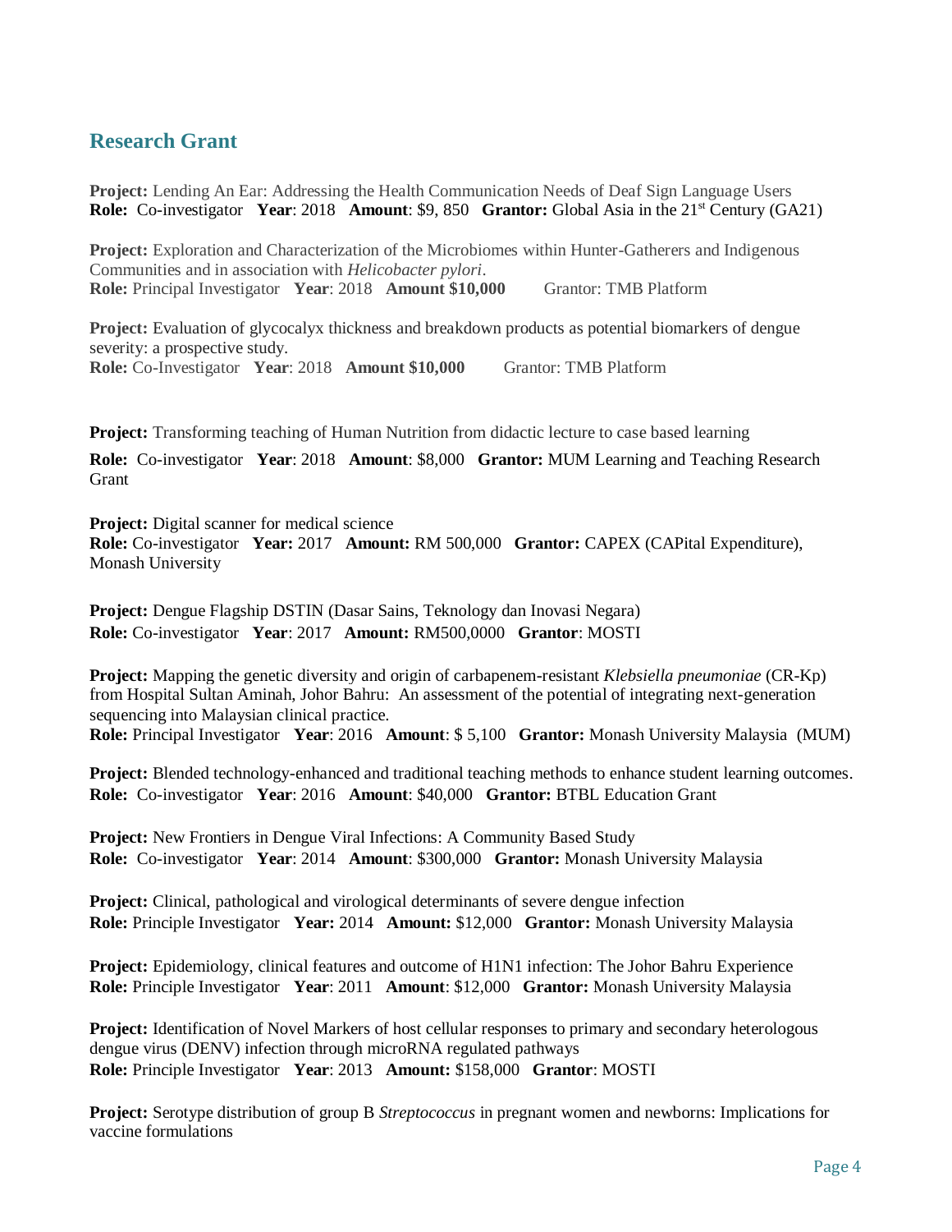## Research Grant

**Project:** Lending An Ear: Addressing the Health Communication Needs of Deaf Sign Language Users
**Role:** Co-investigator **Year**: 2018 **Amount**: $9, 850 **Grantor:** Global Asia in the 21st Century (GA21)

**Project:** Exploration and Characterization of the Microbiomes within Hunter-Gatherers and Indigenous Communities and in association with *Helicobacter pylori*.
**Role:** Principal Investigator **Year**: 2018 **Amount $10,000** Grantor: TMB Platform

**Project:** Evaluation of glycocalyx thickness and breakdown products as potential biomarkers of dengue severity: a prospective study.
**Role:** Co-Investigator **Year**: 2018 **Amount $10,000** Grantor: TMB Platform

**Project:** Transforming teaching of Human Nutrition from didactic lecture to case based learning
**Role:** Co-investigator **Year**: 2018 **Amount**: $8,000 **Grantor:** MUM Learning and Teaching Research Grant

**Project:** Digital scanner for medical science
**Role:** Co-investigator **Year:** 2017 **Amount:** RM 500,000 **Grantor:** CAPEX (CAPital Expenditure), Monash University

**Project:** Dengue Flagship DSTIN (Dasar Sains, Teknology dan Inovasi Negara)
**Role:** Co-investigator **Year**: 2017 **Amount:** RM500,0000 **Grantor**: MOSTI

**Project:** Mapping the genetic diversity and origin of carbapenem-resistant *Klebsiella pneumoniae* (CR-Kp) from Hospital Sultan Aminah, Johor Bahru: An assessment of the potential of integrating next-generation sequencing into Malaysian clinical practice.
**Role:** Principal Investigator **Year**: 2016 **Amount**: $ 5,100 **Grantor:** Monash University Malaysia (MUM)

**Project:** Blended technology-enhanced and traditional teaching methods to enhance student learning outcomes.
**Role:** Co-investigator **Year**: 2016 **Amount**: $40,000 **Grantor:** BTBL Education Grant

**Project:** New Frontiers in Dengue Viral Infections: A Community Based Study
**Role:** Co-investigator **Year**: 2014 **Amount**: $300,000 **Grantor:** Monash University Malaysia

**Project:** Clinical, pathological and virological determinants of severe dengue infection
**Role:** Principle Investigator **Year:** 2014 **Amount:** $12,000 **Grantor:** Monash University Malaysia

**Project:** Epidemiology, clinical features and outcome of H1N1 infection: The Johor Bahru Experience
**Role:** Principle Investigator **Year**: 2011 **Amount**: $12,000 **Grantor:** Monash University Malaysia

**Project:** Identification of Novel Markers of host cellular responses to primary and secondary heterologous dengue virus (DENV) infection through microRNA regulated pathways
**Role:** Principle Investigator **Year**: 2013 **Amount:** $158,000 **Grantor**: MOSTI

**Project:** Serotype distribution of group B *Streptococcus* in pregnant women and newborns: Implications for vaccine formulations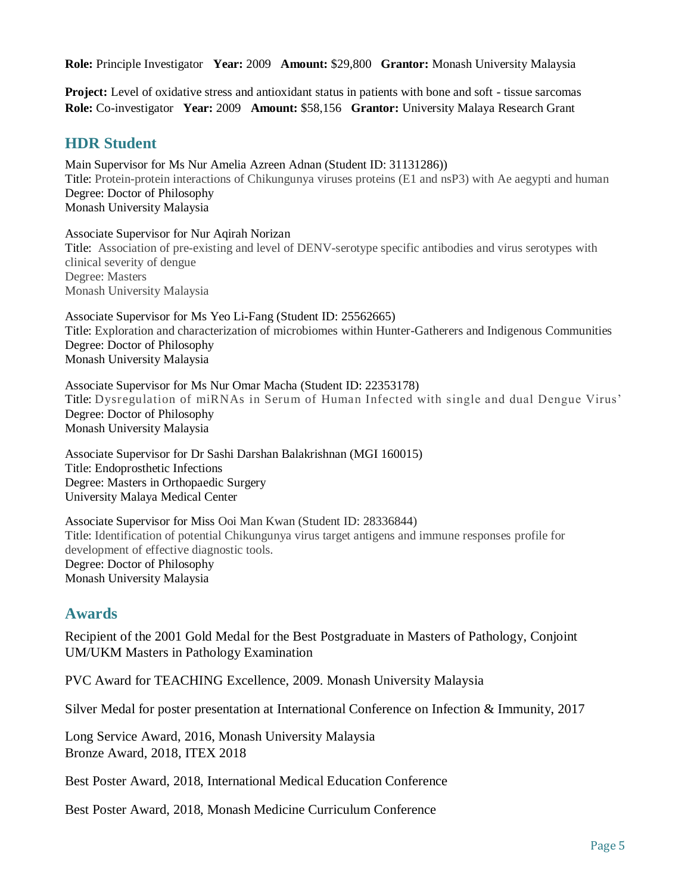**Role:** Principle Investigator **Year:** 2009 **Amount:** $29,800 **Grantor:** Monash University Malaysia

**Project:** Level of oxidative stress and antioxidant status in patients with bone and soft - tissue sarcomas
**Role:** Co-investigator **Year:** 2009 **Amount:** $58,156 **Grantor:** University Malaya Research Grant

## HDR Student

Main Supervisor for Ms Nur Amelia Azreen Adnan (Student ID: 31131286))
Title: Protein-protein interactions of Chikungunya viruses proteins (E1 and nsP3) with Ae aegypti and human
Degree: Doctor of Philosophy
Monash University Malaysia

Associate Supervisor for Nur Aqirah Norizan
Title: Association of pre-existing and level of DENV-serotype specific antibodies and virus serotypes with clinical severity of dengue
Degree: Masters
Monash University Malaysia

Associate Supervisor for Ms Yeo Li-Fang (Student ID: 25562665)
Title: Exploration and characterization of microbiomes within Hunter-Gatherers and Indigenous Communities
Degree: Doctor of Philosophy
Monash University Malaysia

Associate Supervisor for Ms Nur Omar Macha (Student ID: 22353178)
Title: Dysregulation of miRNAs in Serum of Human Infected with single and dual Dengue Virus'
Degree: Doctor of Philosophy
Monash University Malaysia

Associate Supervisor for Dr Sashi Darshan Balakrishnan (MGI 160015)
Title: Endoprosthetic Infections
Degree: Masters in Orthopaedic Surgery
University Malaya Medical Center

Associate Supervisor for Miss Ooi Man Kwan (Student ID: 28336844)
Title: Identification of potential Chikungunya virus target antigens and immune responses profile for development of effective diagnostic tools.
Degree: Doctor of Philosophy
Monash University Malaysia

## Awards

Recipient of the 2001 Gold Medal for the Best Postgraduate in Masters of Pathology, Conjoint UM/UKM Masters in Pathology Examination

PVC Award for TEACHING Excellence, 2009. Monash University Malaysia

Silver Medal for poster presentation at International Conference on Infection & Immunity, 2017

Long Service Award, 2016, Monash University Malaysia
Bronze Award, 2018, ITEX 2018

Best Poster Award, 2018, International Medical Education Conference

Best Poster Award, 2018, Monash Medicine Curriculum Conference